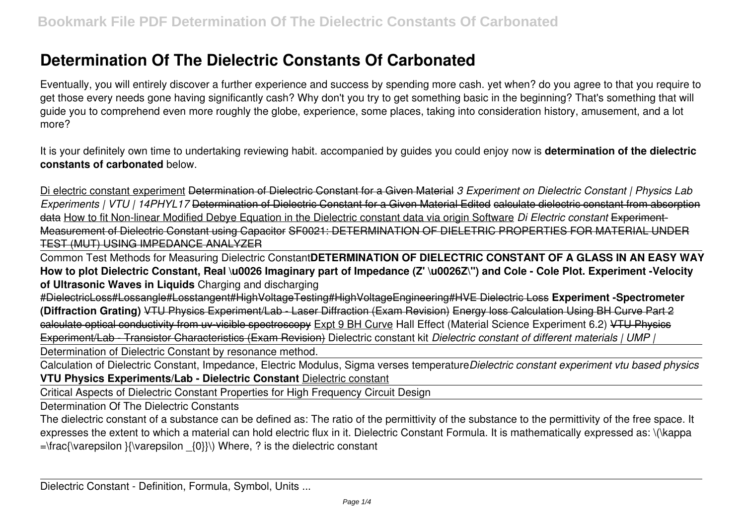# Determination Of The Dielectric Constants Of Carbonated

Eventually, you will entirely discover a further experience and success by spending more cash. yet when? do you agree to that you require to get those every needs gone having significantly cash? Why don't you try to get something basic in the beginning? That's something that will guide you to comprehend even more roughly the globe, experience, some places, taking into consideration history, amusement, and a lot more?

It is your definitely own time to undertaking reviewing habit. accompanied by guides you could enjoy now is **determination of the dielectric constants of carbonated** below.

Di electric constant experiment ~~Determination of Dielectric Constant for a Given Material~~ *3 Experiment on Dielectric Constant | Physics Lab Experiments | VTU | 14PHYL17* ~~Determination of Dielectric Constant for a Given Material Edited~~ ~~calculate dielectric constant from absorption data~~ How to fit Non-linear Modified Debye Equation in the Dielectric constant data via origin Software *Di Electric constant* ~~Experiment-Measurement of Dielectric Constant using Capacitor~~ ~~SF0021: DETERMINATION OF DIELETRIC PROPERTIES FOR MATERIAL UNDER TEST (MUT) USING IMPEDANCE ANALYZER~~

Common Test Methods for Measuring Dielectric Constant **DETERMINATION OF DIELECTRIC CONSTANT OF A GLASS IN AN EASY WAY** **How to plot Dielectric Constant, Real \u0026 Imaginary part of Impedance (Z' \u0026Z\") and Cole - Cole Plot.** **Experiment -Velocity of Ultrasonic Waves in Liquids** Charging and discharging

#DielectricLoss#Lossangle#Losstangent#HighVoltageTesting#HighVoltageEngineering#HVE Dielectric Loss **Experiment -Spectrometer (Diffraction Grating)** ~~VTU Physics Experiment/Lab - Laser Diffraction (Exam Revision)~~ ~~Energy loss Calculation Using BH Curve Part 2~~ ~~calculate optical conductivity from uv-visible spectroscopy~~ Expt 9 BH Curve Hall Effect (Material Science Experiment 6.2) ~~VTU Physics Experiment/Lab - Transistor Characteristics (Exam Revision)~~ Dielectric constant kit *Dielectric constant of different materials | UMP |*

Determination of Dielectric Constant by resonance method.

Calculation of Dielectric Constant, Impedance, Electric Modulus, Sigma verses temperature *Dielectric constant experiment vtu based physics* **VTU Physics Experiments/Lab - Dielectric Constant** Dielectric constant

Critical Aspects of Dielectric Constant Properties for High Frequency Circuit Design

Determination Of The Dielectric Constants

The dielectric constant of a substance can be defined as: The ratio of the permittivity of the substance to the permittivity of the free space. It expresses the extent to which a material can hold electric flux in it. Dielectric Constant Formula. It is mathematically expressed as: \(\kappa =\frac{\varepsilon }{\varepsilon _{0}}\) Where, ? is the dielectric constant

Dielectric Constant - Definition, Formula, Symbol, Units ...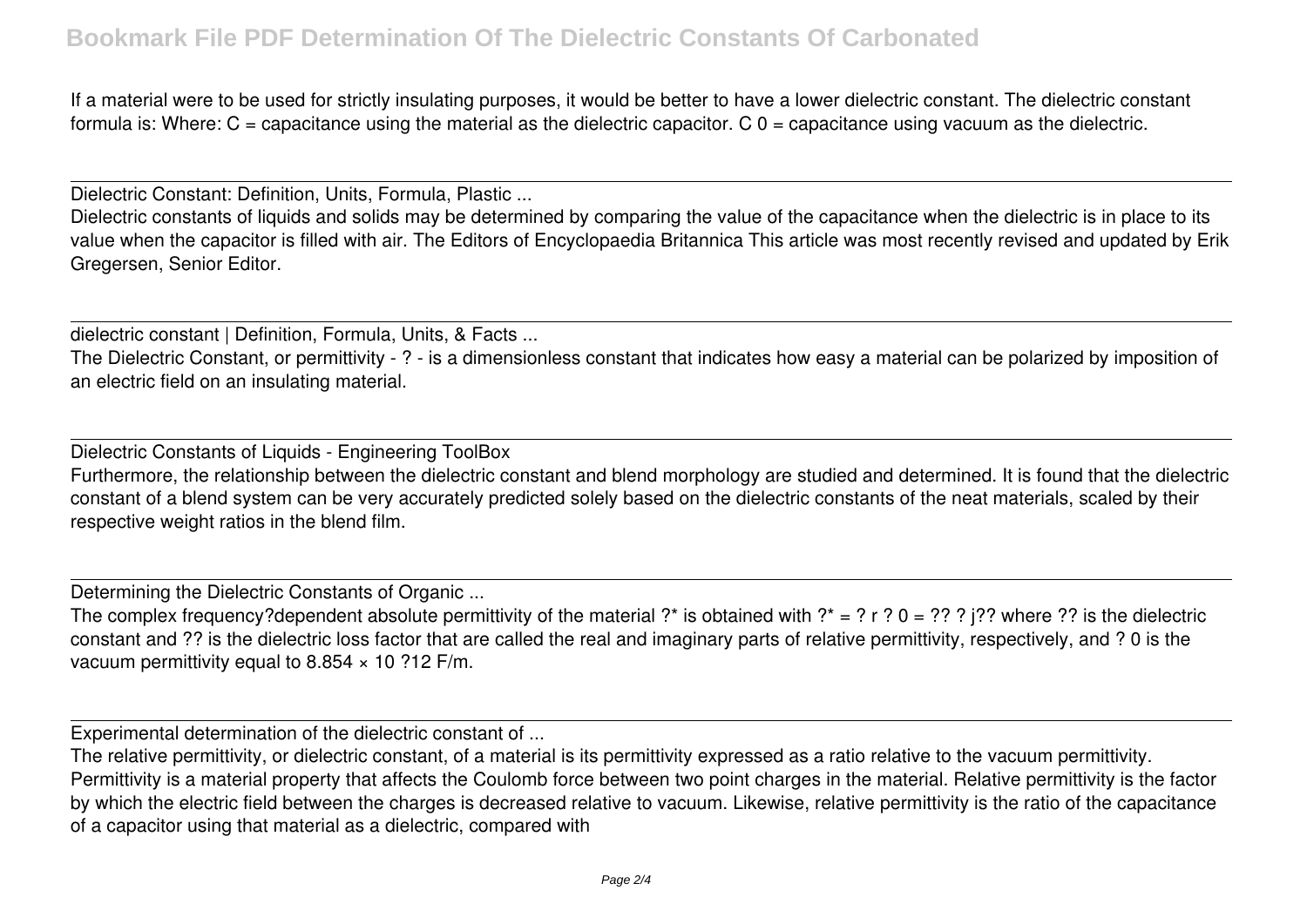If a material were to be used for strictly insulating purposes, it would be better to have a lower dielectric constant. The dielectric constant formula is: Where: C = capacitance using the material as the dielectric capacitor. C 0 = capacitance using vacuum as the dielectric.

Dielectric Constant: Definition, Units, Formula, Plastic ...

Dielectric constants of liquids and solids may be determined by comparing the value of the capacitance when the dielectric is in place to its value when the capacitor is filled with air. The Editors of Encyclopaedia Britannica This article was most recently revised and updated by Erik Gregersen, Senior Editor.

dielectric constant | Definition, Formula, Units, & Facts ...

The Dielectric Constant, or permittivity - ? - is a dimensionless constant that indicates how easy a material can be polarized by imposition of an electric field on an insulating material.

Dielectric Constants of Liquids - Engineering ToolBox

Furthermore, the relationship between the dielectric constant and blend morphology are studied and determined. It is found that the dielectric constant of a blend system can be very accurately predicted solely based on the dielectric constants of the neat materials, scaled by their respective weight ratios in the blend film.

Determining the Dielectric Constants of Organic ...

The complex frequency?dependent absolute permittivity of the material ?* is obtained with ?* = ? r ? 0 = ?? ? j?? where ?? is the dielectric constant and ?? is the dielectric loss factor that are called the real and imaginary parts of relative permittivity, respectively, and ? 0 is the vacuum permittivity equal to 8.854 × 10 ?12 F/m.

Experimental determination of the dielectric constant of ...

The relative permittivity, or dielectric constant, of a material is its permittivity expressed as a ratio relative to the vacuum permittivity. Permittivity is a material property that affects the Coulomb force between two point charges in the material. Relative permittivity is the factor by which the electric field between the charges is decreased relative to vacuum. Likewise, relative permittivity is the ratio of the capacitance of a capacitor using that material as a dielectric, compared with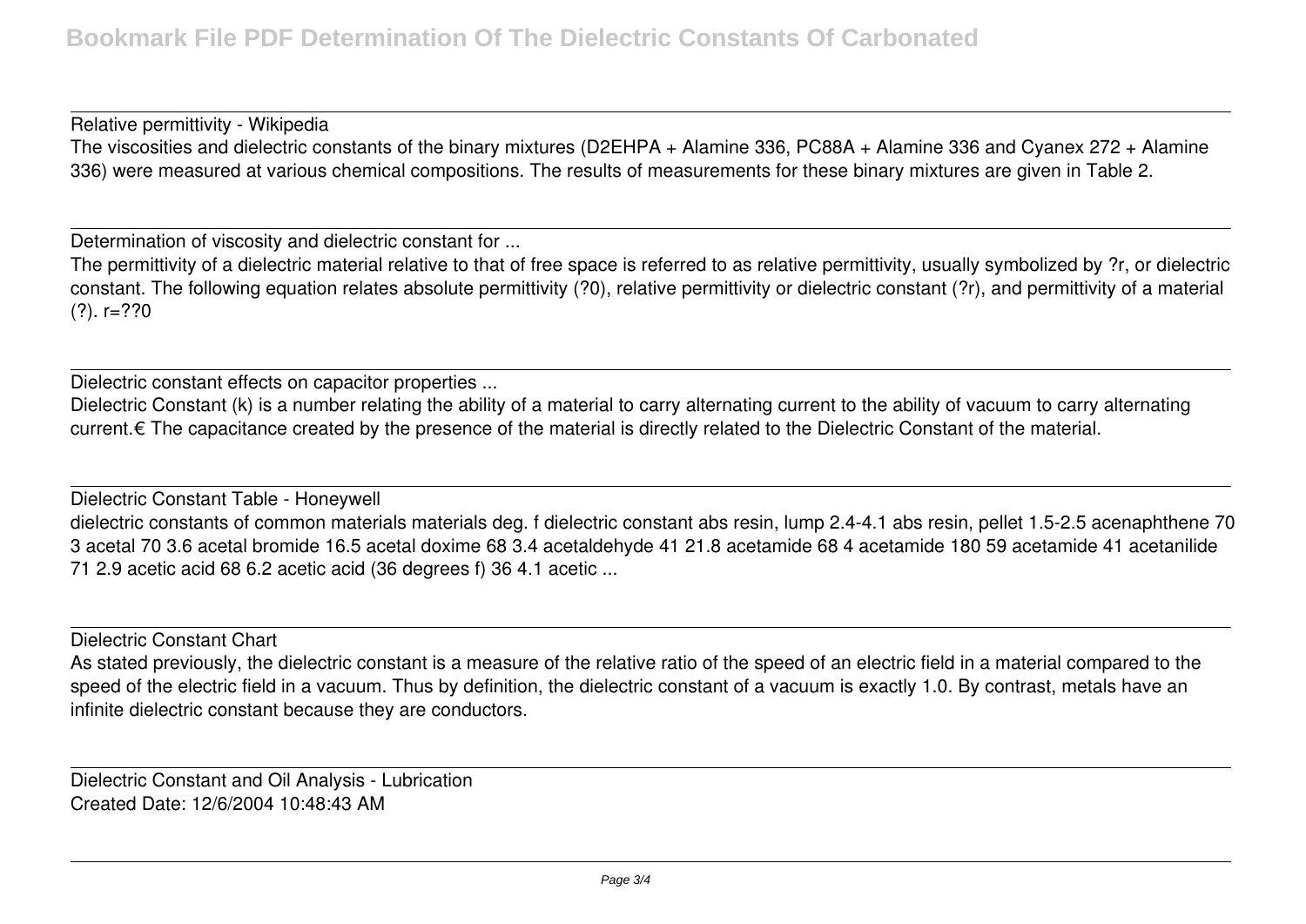Relative permittivity - Wikipedia

The viscosities and dielectric constants of the binary mixtures (D2EHPA + Alamine 336, PC88A + Alamine 336 and Cyanex 272 + Alamine 336) were measured at various chemical compositions. The results of measurements for these binary mixtures are given in Table 2.

Determination of viscosity and dielectric constant for ...

The permittivity of a dielectric material relative to that of free space is referred to as relative permittivity, usually symbolized by ?r, or dielectric constant. The following equation relates absolute permittivity (?0), relative permittivity or dielectric constant (?r), and permittivity of a material (?). r=??0

Dielectric constant effects on capacitor properties ...

Dielectric Constant (k) is a number relating the ability of a material to carry alternating current to the ability of vacuum to carry alternating current.€ The capacitance created by the presence of the material is directly related to the Dielectric Constant of the material.

Dielectric Constant Table - Honeywell

dielectric constants of common materials materials deg. f dielectric constant abs resin, lump 2.4-4.1 abs resin, pellet 1.5-2.5 acenaphthene 70 3 acetal 70 3.6 acetal bromide 16.5 acetal doxime 68 3.4 acetaldehyde 41 21.8 acetamide 68 4 acetamide 180 59 acetamide 41 acetanilide 71 2.9 acetic acid 68 6.2 acetic acid (36 degrees f) 36 4.1 acetic ...

Dielectric Constant Chart

As stated previously, the dielectric constant is a measure of the relative ratio of the speed of an electric field in a material compared to the speed of the electric field in a vacuum. Thus by definition, the dielectric constant of a vacuum is exactly 1.0. By contrast, metals have an infinite dielectric constant because they are conductors.

Dielectric Constant and Oil Analysis - Lubrication

Created Date: 12/6/2004 10:48:43 AM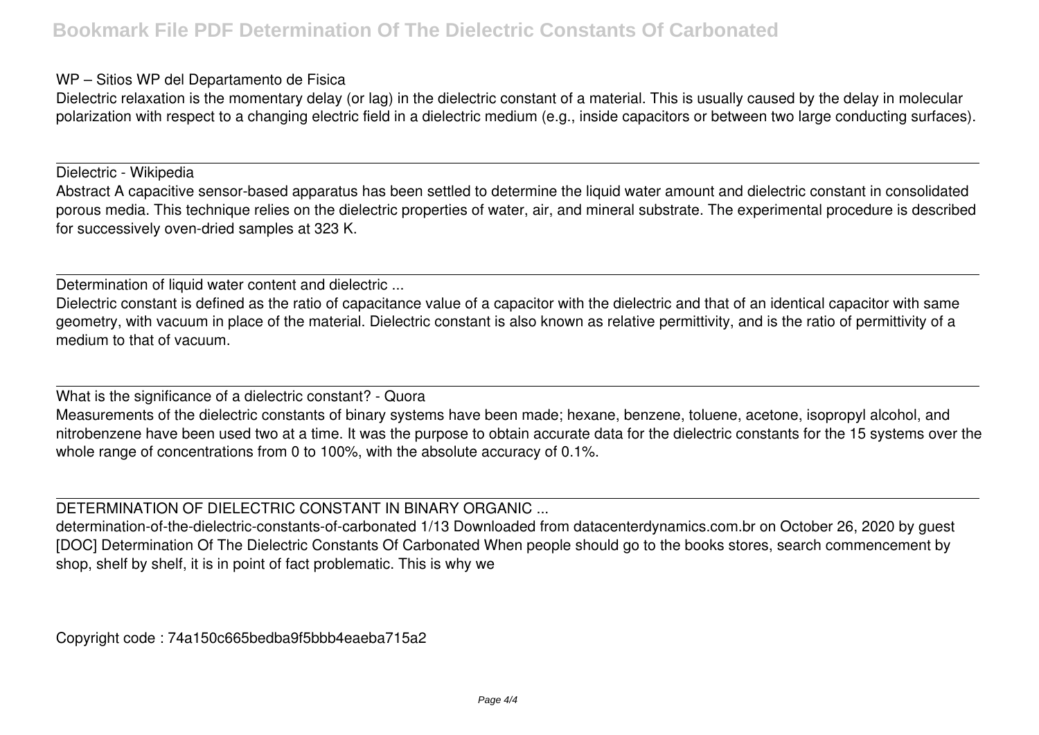WP – Sitios WP del Departamento de Fisica

Dielectric relaxation is the momentary delay (or lag) in the dielectric constant of a material. This is usually caused by the delay in molecular polarization with respect to a changing electric field in a dielectric medium (e.g., inside capacitors or between two large conducting surfaces).

Dielectric - Wikipedia

Abstract A capacitive sensor-based apparatus has been settled to determine the liquid water amount and dielectric constant in consolidated porous media. This technique relies on the dielectric properties of water, air, and mineral substrate. The experimental procedure is described for successively oven-dried samples at 323 K.

Determination of liquid water content and dielectric ...

Dielectric constant is defined as the ratio of capacitance value of a capacitor with the dielectric and that of an identical capacitor with same geometry, with vacuum in place of the material. Dielectric constant is also known as relative permittivity, and is the ratio of permittivity of a medium to that of vacuum.

What is the significance of a dielectric constant? - Quora

Measurements of the dielectric constants of binary systems have been made; hexane, benzene, toluene, acetone, isopropyl alcohol, and nitrobenzene have been used two at a time. It was the purpose to obtain accurate data for the dielectric constants for the 15 systems over the whole range of concentrations from 0 to 100%, with the absolute accuracy of 0.1%.

DETERMINATION OF DIELECTRIC CONSTANT IN BINARY ORGANIC ...

determination-of-the-dielectric-constants-of-carbonated 1/13 Downloaded from datacenterdynamics.com.br on October 26, 2020 by guest [DOC] Determination Of The Dielectric Constants Of Carbonated When people should go to the books stores, search commencement by shop, shelf by shelf, it is in point of fact problematic. This is why we

Copyright code : 74a150c665bedba9f5bbb4eaeba715a2